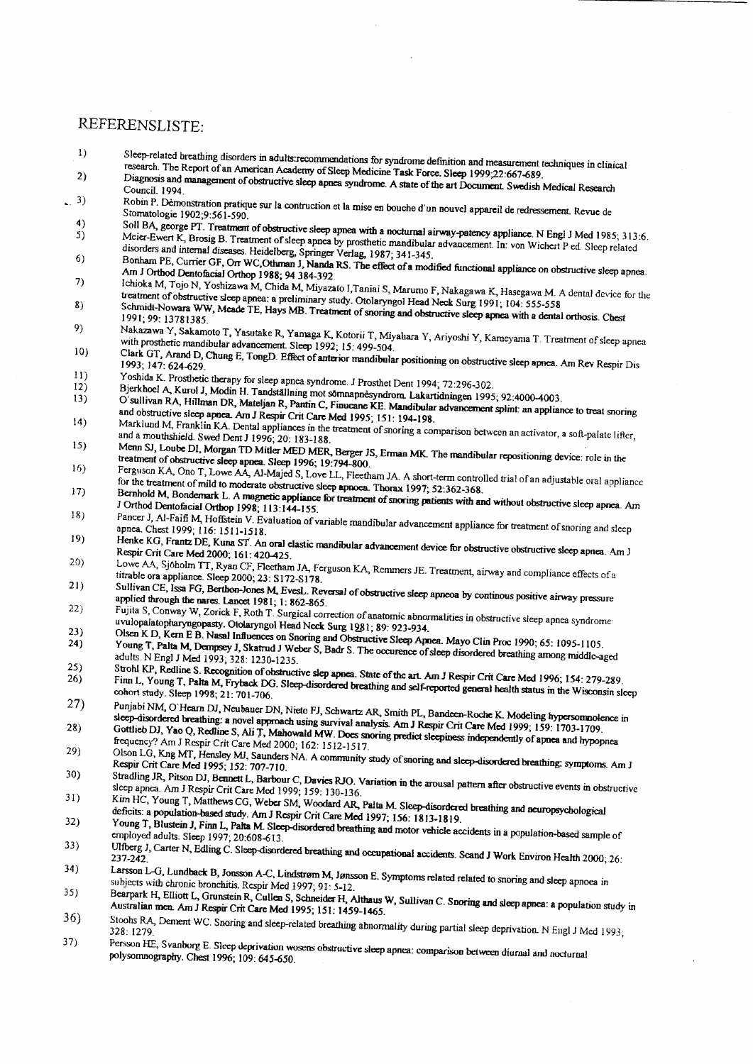# REFERENSLISTE:

1) Sleep-related breathing disorders in adults:recommendations for syndrome definition and measurement techniques in clinical research. The Report of an American Academy of Sleep Medicine Task Force. Sleep 1999;22:667-689.
2) Diagnosis and management of obstructive sleep apnea syndrome. A state of the art Document. Swedish Medical Research Council. 1994.
3) Robin P. Démonstration pratique sur la contruction et la mise en bouche d'un nouvel appareil de redressement. Revue de Stomatologie 1902;9:561-590.
4) Soll BA, george PT. Treatment of obstructive sleep apnea with a nocturnal airway-patency appliance. N Engl J Med 1985; 313:6.
5) Meier-Ewert K, Brosig B. Treatment of sleep apnea by prosthetic mandibular advancement. In: von Wichert P ed. Sleep related disorders and internal diseases. Heidelberg, Springer Verlag, 1987; 341-345.
6) Bonham PE, Currier GF, Orr WC,Othman J, Nanda RS. The effect of a modified functional appliance on obstructive sleep apnea. Am J Orthod Dentofacial Orthop 1988; 94 384-392.
7) Ichioka M, Tojo N, Yoshizawa M, Chida M, Miyazato I,Taniai S, Marumo F, Nakagawa K, Hasegawa M. A dental device for the treatment of obstructive sleep apnea: a preliminary study. Otolaryngol Head Neck Surg 1991; 104: 555-558
8) Schmidt-Nowara WW, Meade TE, Hays MB. Treatment of snoring and obstructive sleep apnea with a dental orthosis. Chest 1991; 99: 13781385.
9) Nakazawa Y, Sakamoto T, Yasutake R, Yamaga K, Kotorii T, Miyahara Y, Ariyoshi Y, Kameyama T. Treatment of sleep apnea with prosthetic mandibular advancement. Sleep 1992; 15: 499-504.
10) Clark GT, Arand D, Chung E, TongD. Effect of anterior mandibular positioning on obstructive sleep apnea. Am Rev Respir Dis 1993; 147: 624-629.
11) Yoshida K. Prosthetic therapy for sleep apnea syndrome. J Prosthet Dent 1994; 72:296-302.
12) Bjerkhoel A, Kurol J, Modin H. Tandställning mot sömnapnésyndrom. Lakartidningen 1995; 92:4000-4003.
13) O'sullivan RA, Hillman DR, Mateljan R, Pantin C, Finucane KE. Mandibular advancement splint: an appliance to treat snoring and obstructive sleep apnea. Am J Respir Crit Care Med 1995; 151: 194-198.
14) Marklund M, Franklin KA. Dental appliances in the treatment of snoring a comparison between an activator, a soft-palate lifter, and a mouthshield. Swed Dent J 1996; 20: 183-188.
15) Menn SJ, Loube DI, Morgan TD Mitler MED MER, Berger JS, Erman MK. The mandibular repositioning device: role in the treatment of obstructive sleep apnea. Sleep 1996; 19:794-800.
16) Ferguson KA, Ono T, Lowe AA, Al-Majed S, Love LL, Fleetham JA. A short-term controlled trial of an adjustable oral appliance for the treatment of mild to moderate obstructive sleep apnoea. Thorax 1997; 52:362-368.
17) Bernhold M, Bondemark L. A magnetic appliance for treatment of snoring patients with and without obstructive sleep apnea. Am J Orthod Dentofacial Orthop 1998; 113:144-155.
18) Pancer J, Al-Faifi M, Hoffstein V. Evaluation of variable mandibular advancement appliance for treatment of snoring and sleep apnea. Chest 1999; 116: 1511-1518.
19) Henke KG, Frantz DE, Kuna ST. An oral elastic mandibular advancement device for obstructive obstructive sleep apnea. Am J Respir Crit Care Med 2000; 161: 420-425.
20) Lowe AA, Sjöholm TT, Ryan CF, Fleetham JA, Ferguson KA, Remmers JE. Treatment, airway and compliance effects of a titrable ora appliance. Sleep 2000; 23: S172-S178.
21) Sullivan CE, Issa FG, Berthon-Jones M, EvesL. Reversal of obstructive sleep apnoea by continous positive airway pressure applied through the nares. Lancet 1981; 1: 862-865.
22) Fujita S, Conway W, Zorick F, Roth T. Surgical correction of anatomic abnormalities in obstructive sleep apnea syndrome: uvulopalatopharyngopasty. Otolaryngol Head Neck Surg 1981; 89: 923-934.
23) Olsen K D, Kern E B. Nasal Influences on Snoring and Obstructive Sleep Apnea. Mayo Clin Proc 1990; 65: 1095-1105.
24) Young T, Palta M, Dempsey J, Skatrud J Weber S, Badr S. The occurence of sleep disordered breathing among middle-aged adults. N Engl J Med 1993; 328: 1230-1235.
25) Strohl KP, Redline S. Recognition of obstructive slep apnea. State of the art. Am J Respir Crit Care Med 1996; 154: 279-289.
26) Finn L, Young T, Palta M, Fryback DG. Sleep-disordered breathing and self-reported general health status in the Wisconsin sleep cohort study. Sleep 1998; 21: 701-706.
27) Punjabi NM, O'Hearn DJ, Neubauer DN, Nieto FJ, Schwartz AR, Smith PL, Bandeen-Roche K. Modeling hypersomnolence in sleep-disordered breathing: a novel approach using survival analysis. Am J Respir Crit Care Med 1999; 159: 1703-1709.
28) Gottlieb DJ, Yao Q, Redline S, Ali T, Mahowald MW. Does snoring predict sleepiness independently of apnea and hypopnea frequency? Am J Respir Crit Care Med 2000; 162: 1512-1517.
29) Olson LG, Kng MT, Hensley MJ, Saunders NA. A community study of snoring and sleep-disordered breathing: symptoms. Am J Respir Crit Care Med 1995; 152: 707-710.
30) Stradling JR, Pitson DJ, Bennett L, Barbour C, Davies RJO. Variation in the arousal pattern after obstructive events in obstructive sleep apnea. Am J Respir Crit Care Med 1999; 159: 130-136.
31) Kim HC, Young T, Matthews CG, Weber SM, Woodard AR, Palta M. Sleep-disordered breathing and neuropsychological deficits: a population-based study. Am J Respir Crit Care Med 1997; 156: 1813-1819.
32) Young T, Blustein J, Finn L, Palta M. Sleep-disordered breathing and motor vehicle accidents in a population-based sample of employed adults. Sleep 1997; 20:608-613.
33) Ulfberg J, Carter N, Edling C. Sleep-disordered breathing and occupational accidents. Scand J Work Environ Health 2000; 26: 237-242.
34) Larsson L-G, Lundback B, Jonsson A-C, Lindstrøm M, Jønsson E. Symptoms related to snoring and sleep apnoea in subjects with chronic bronchitis. Respir Med 1997; 91: 5-12.
35) Bearpark H, Elliott L, Grunstein R, Cullen S, Schneider H, Althaus W, Sullivan C. Snoring and sleep apnea: a population study in Australian men. Am J Respir Crit Care Med 1995; 151: 1459-1465.
36) Stoohs RA, Dement WC. Snoring and sleep-related breathing abnormality during partial sleep deprivation. N Engl J Med 1993; 328: 1279.
37) Persson HE, Svanborg E. Sleep deprivation wosens obstructive sleep apnea: comparison between diurnal and nocturnal polysomnography. Chest 1996; 109: 645-650.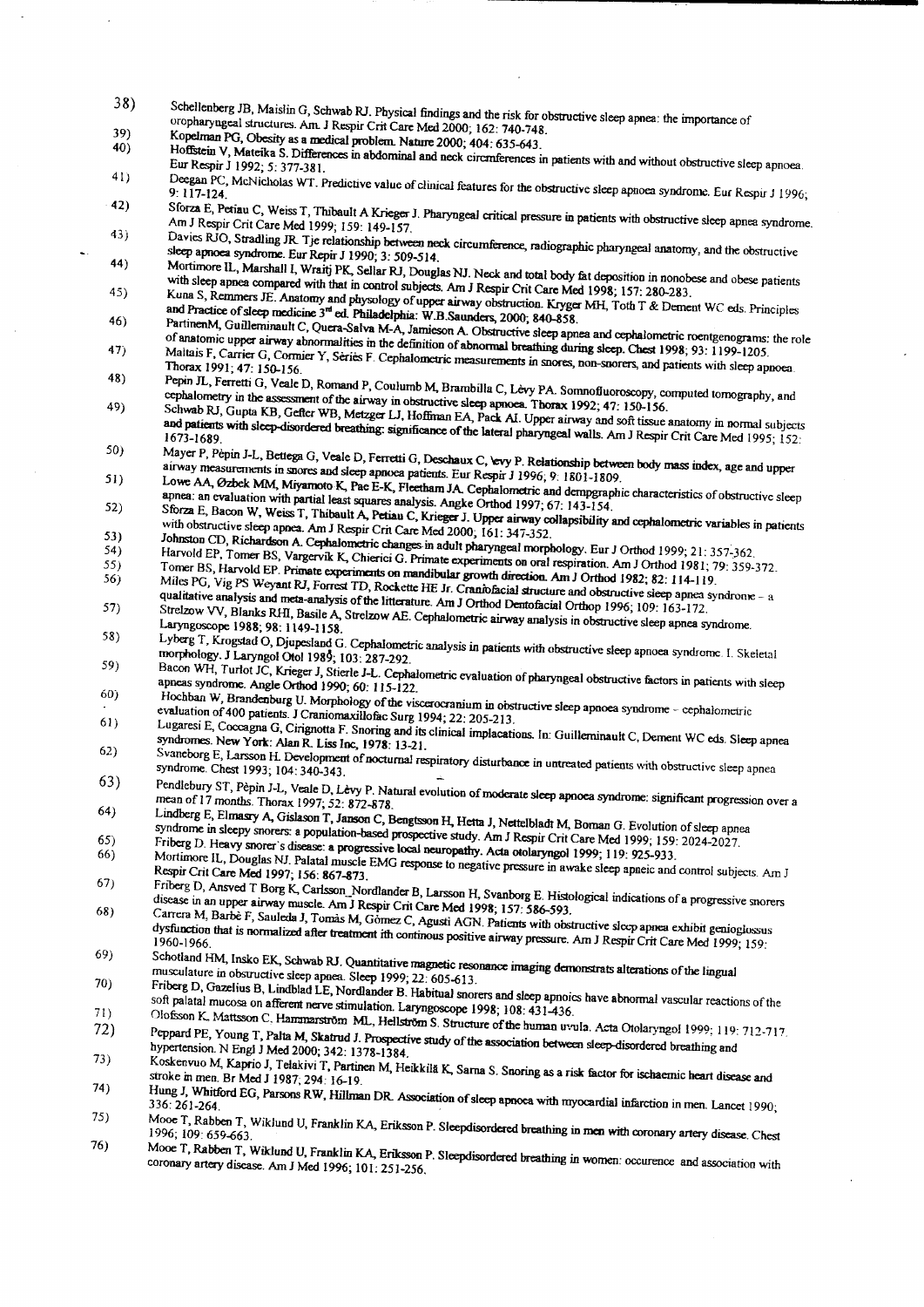38) Schellenberg JB, Maislin G, Schwab RJ. Physical findings and the risk for obstructive sleep apnea: the importance of oropharyngeal structures. Am J Respir Crit Care Med 2000; 162: 740-748.

39) Kopelman PG, Obesity as a medical problem. Nature 2000; 404: 635-643.

40) Hoffstein V, Mateika S. Differences in abdominal and neck circmferences in patients with and without obstructive sleep apnoea. Eur Respir J 1992; 5: 377-381.

41) Deegan PC, McNicholas WT. Predictive value of clinical features for the obstructive sleep apnoea syndrome. Eur Respir J 1996; 9: 117-124.

42) Sforza E, Petiau C, Weiss T, Thibault A Krieger J. Pharyngeal critical pressure in patients with obstructive sleep apnea syndrome. Am J Respir Crit Care Med 1999; 159: 149-157.

43) Davies RJO, Stradling JR. Tje relationship between neck circumference, radiographic pharyngeal anatomy, and the obstructive sleep apnoea syndrome. Eur Repir J 1990; 3: 509-514.

44) Mortimore IL, Marshall I, Wraitj PK, Sellar RJ, Douglas NJ. Neck and total body fat deposition in nonobese and obese patients with sleep apnea compared with that in control subjects. Am J Respir Crit Care Med 1998; 157: 280-283.

45) Kuna S, Remmers JE. Anatomy and physiology of upper airway obstruction. Kryger MH, Toth T & Dement WC eds. Principles and Practice of sleep medicine 3[rd] ed. Philadelphia: W.B.Saunders, 2000; 840-858.

46) PartinenM, Guilleminault C, Quera-Salva M-A, Jamieson A. Obstructive sleep apnea and cephalometric roentgenograms: the role of anatomic upper airway abnormalities in the definition of abnormal breathing during sleep. Chest 1998; 93: 1199-1205.

47) Maltais F, Carrier G, Cormier Y, Sériès F. Cephalometric measurements in snores, non-snorers, and patients with sleep apnoea. Thorax 1991; 47: 150-156.

48) Pepin JL, Ferretti G, Veale D, Romand P, Coulumb M, Brambilla C, Lèvy PA. Somnofluoroscopy, computed tomography, and cephalometry in the assessment of the airway in obstructive sleep apnoea. Thorax 1992; 47: 150-156.

49) Schwab RJ, Gupta KB, Gefter WB, Metzger LJ, Hoffman EA, Pack AI. Upper airway and soft tissue anatomy in normal subjects and patients with sleep-disordered breathing: significance of the lateral pharyngeal walls. Am J Respir Crit Care Med 1995; 152: 1673-1689.

50) Mayer P, Pèpin J-L, Bettega G, Veale D, Ferretti G, Deschaux C, \evy P. Relationship between body mass index, age and upper airway measurements in snores and sleep apnoea patients. Eur Respir J 1996; 9: 1801-1809.

51) Lowe AA, Øzbek MM, Miyamoto K, Pae E-K, Fleetham JA. Cephalometric and demgraphic characteristics of obstructive sleep apnea: an evaluation with partial least squares analysis. Angke Orthod 1997; 67: 143-154.

52) Sforza E, Bacon W, Weiss T, Thibault A, Petiau C, Krieger J. Upper airway collapsibility and cephalometric variables in patients with obstructive sleep apnea. Am J Respir Crit Care Med 2000; 161: 347-352.

53) Johnston CD, Richardson A. Cephalometric changes in adult pharyngeal morphology. Eur J Orthod 1999; 21: 357-362.

54) Harvold EP, Tomer BS, Vargervik K, Chierici G. Primate experiments on oral respiration. Am J Orthod 1981; 79: 359-372.

55) Tomer BS, Harvold EP. Primate experiments on mandibular growth direction. Am J Orthod 1982; 82: 114-119.

56) Miles PG, Vig PS Weyant RJ, Forrest TD, Rockette HE Jr. Craniofacial structure and obstructive sleep apnea syndrome – a qualitative analysis and meta-analysis of the litterature. Am J Orthod Dentofacial Orthop 1996; 109: 163-172.

57) Strelzow VV, Blanks RHI, Basile A, Strelzow AE. Cephalometric airway analysis in obstructive sleep apnea syndrome. Laryngoscope 1988; 98: 1149-1158.

58) Lyberg T, Krogstad O, Djupesland G. Cephalometric analysis in patients with obstructive sleep apnoea syndrome. I. Skeletal morphology. J Laryngol Otol 1989; 103: 287-292.

59) Bacon WH, Turlot JC, Krieger J, Stierle J-L. Cephalometric evaluation of pharyngeal obstructive factors in patients with sleep apneas syndrome. Angle Orthod 1990; 60: 115-122.

60) Hochban W, Brandenburg U. Morphology of the viscerocranium in obstructive sleep apnoea syndrome – cephalometric evaluation of 400 patients. J Craniomaxillofac Surg 1994; 22: 205-213.

61) Lugaresi E, Coccagna G, Cirignotta F. Snoring and its clinical implacations. In: Guilleminault C, Dement WC eds. Sleep apnea syndromes. New York: Alan R. Liss Inc, 1978: 13-21.

62) Svaneborg E, Larsson H. Development of nocturnal respiratory disturbance in untreated patients with obstructive sleep apnea syndrome. Chest 1993; 104: 340-343.

63) Pendlebury ST, Pèpin J-L, Veale D, Lèvy P. Natural evolution of moderate sleep apnoea syndrome: significant progression over a mean of 17 months. Thorax 1997; 52: 872-878.

64) Lindberg E, Elmasry A, Gislason T, Janson C, Bengtsson H, Hetta J, Nettelbladt M, Boman G. Evolution of sleep apnea syndrome in sleepy snorers: a population-based prospective study. Am J Respir Crit Care Med 1999; 159: 2024-2027.

65) Friberg D. Heavy snorer's disease: a progressive local neuropathy. Acta otolaryngol 1999; 119: 925-933.

66) Mortimore IL, Douglas NJ. Palatal muscle EMG response to negative pressure in awake sleep apneic and control subjects. Am J Respir Crit Care Med 1997; 156: 867-873.

67) Friberg D, Ansved T Borg K, Carlsson_Nordlander B, Larsson H, Svanborg E. Histological indications of a progressive snorers disease in an upper airway muscle. Am J Respir Crit Care Med 1998; 157: 586-593.

68) Carrera M, Barbè F, Sauleda J, Tomàs M, Gómez C, Agustí AGN. Patients with obstructive sleep apnea exhibit genioglossus dysfunction that is normalized after treatment ith continous positive airway pressure. Am J Respir Crit Care Med 1999; 159: 1960-1966.

69) Schotland HM, Insko EK, Schwab RJ. Quantitative magnetic resonance imaging demonstrats alterations of the lingual musculature in obstructive sleep apnea. Sleep 1999; 22: 605-613.

70) Friberg D, Gazelius B, Lindblad LE, Nordlander B. Habitual snorers and sleep apnoics have abnormal vascular reactions of the soft palatal mucosa on afferent nerve stimulation. Laryngoscope 1998; 108: 431-436.

71) Olofsson K, Mattsson C. Hammarström ML, Hellström S. Structure of the human uvula. Acta Otolaryngol 1999; 119: 712-717.

72) Peppard PE, Young T, Palta M, Skatrud J. Prospective study of the association between sleep-disordered breathing and hypertension. N Engl J Med 2000; 342: 1378-1384.

73) Koskenvuo M, Kaprio J, Telakivi T, Partinen M, Heikkilä K, Sarna S. Snoring as a risk factor for ischaemic heart disease and stroke in men. Br Med J 1987; 294: 16-19.

74) Hung J, Whitford EG, Parsons RW, Hillman DR. Association of sleep apnoea with myocardial infarction in men. Lancet 1990; 336: 261-264.

75) Mooe T, Rabben T, Wiklund U, Franklin KA, Eriksson P. Sleepdisordered breathing in men with coronary artery disease. Chest 1996; 109: 659-663.

76) Mooe T, Rabben T, Wiklund U, Franklin KA, Eriksson P. Sleepdisordered breathing in women: occurence and association with coronary artery disease. Am J Med 1996; 101: 251-256.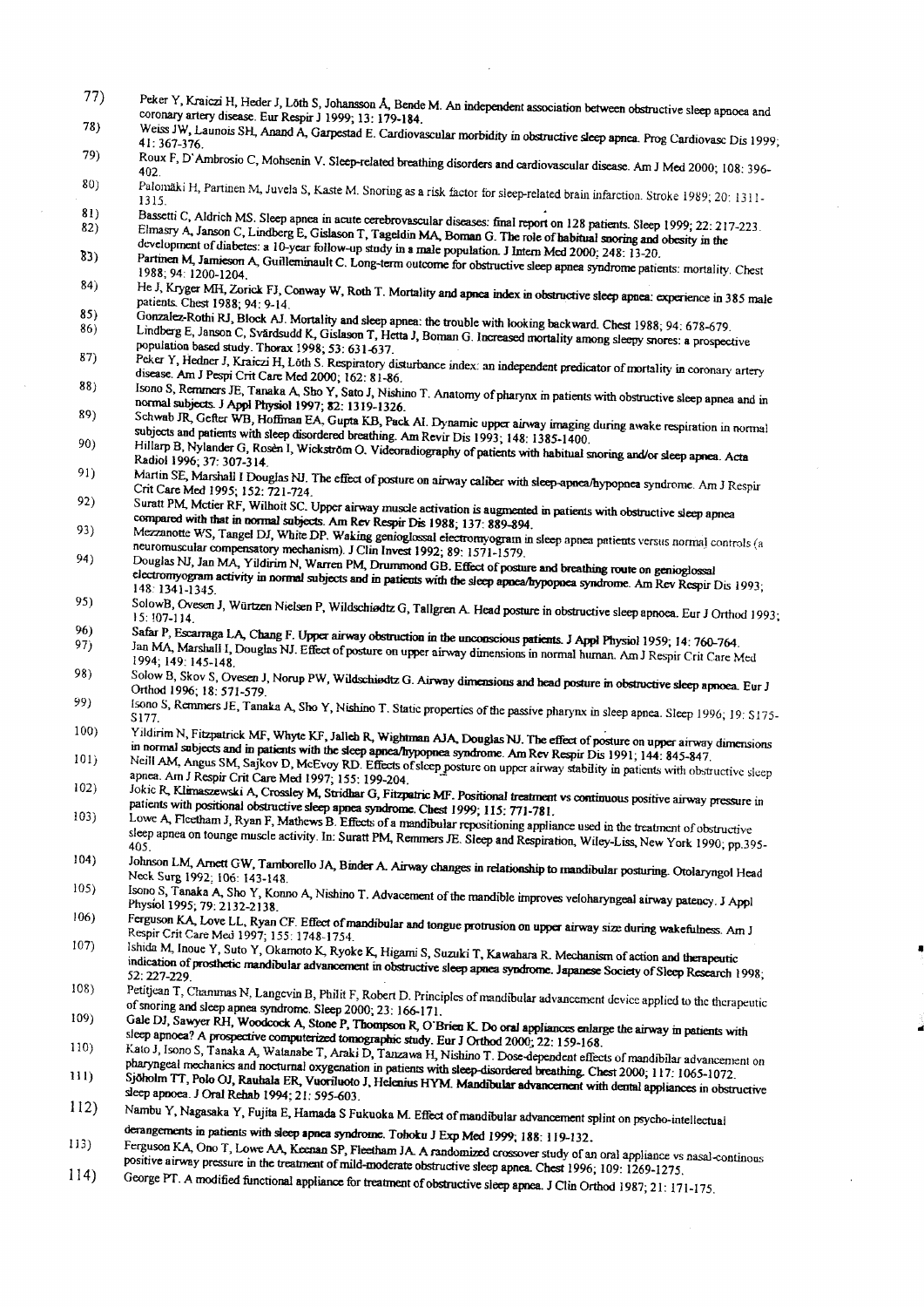77) Peker Y, Kraiczi H, Heder J, Löth S, Johansson Å, Bende M. An independent association between obstructive sleep apnoea and coronary artery disease. Eur Respir J 1999; 13: 179-184.

78) Weiss JW, Launois SH, Anand A, Garpestad E. Cardiovascular morbidity in obstructive sleep apnea. Prog Cardiovasc Dis 1999; 41: 367-376.

79) Roux F, D'Ambrosio C, Mohsenin V. Sleep-related breathing disorders and cardiovascular disease. Am J Med 2000; 108: 396-402.

80) Palomäki H, Partinen M, Juvela S, Kaste M. Snoring as a risk factor for sleep-related brain infarction. Stroke 1989; 20: 1311-1315.

81) Bassetti C, Aldrich MS. Sleep apnea in acute cerebrovascular diseases: final report on 128 patients. Sleep 1999; 22: 217-223.

82) Elmasry A, Janson C, Lindberg E, Gislason T, Tageldin MA, Boman G. The role of habitual snoring and obesity in the development of diabetes: a 10-year follow-up study in a male population. J Intern Med 2000; 248: 13-20.

83) Partinen M, Jamieson A, Guilleminault C. Long-term outcome for obstructive sleep apnea syndrome patients: mortality. Chest 1988; 94: 1200-1204.

84) He J, Kryger MH, Zorick FJ, Conway W, Roth T. Mortality and apnea index in obstructive sleep apnea: experience in 385 male patients. Chest 1988; 94: 9-14.

85) Gonzalez-Rothi RJ, Block AJ. Mortality and sleep apnea: the trouble with looking backward. Chest 1988; 94: 678-679.

86) Lindberg E, Janson C, Svärdsudd K, Gislason T, Hetta J, Boman G. Increased mortality among sleepy snores: a prospective population based study. Thorax 1998; 53: 631-637.

87) Peker Y, Hedner J, Kraiczi H, Löth S. Respiratory disturbance index: an independent predicator of mortality in coronary artery disease. Am J Pespi Crit Care Med 2000; 162: 81-86.

88) Isono S, Remmers JE, Tanaka A, Sho Y, Sato J, Nishino T. Anatomy of pharynx in patients with obstructive sleep apnea and in normal subjects. J Appl Physiol 1997; 82: 1319-1326.

89) Schwab JR, Gefter WB, Hoffman EA, Gupta KB, Pack AI. Dynamic upper airway imaging during awake respiration in normal subjects and patients with sleep disordered breathing. Am Revir Dis 1993; 148: 1385-1400.

90) Hillarp B, Nylander G, Rosén I, Wickström O. Videoradiography of patients with habitual snoring and/or sleep apnea. Acta Radiol 1996; 37: 307-314.

91) Martin SE, Marshall I Douglas NJ. The effect of posture on airway caliber with sleep-apnea/hypopnea syndrome. Am J Respir Crit Care Med 1995; 152: 721-724.

92) Suratt PM, Mctier RF, Wilhoit SC. Upper airway muscle activation is augmented in patients with obstructive sleep apnea compared with that in normal subjects. Am Rev Respir Dis 1988; 137: 889-894.

93) Mezzanotte WS, Tangel DJ, White DP. Waking genioglossal electromyogram in sleep apnea patients versus normal controls (a neuromuscular compensatory mechanism). J Clin Invest 1992; 89: 1571-1579.

94) Douglas NJ, Jan MA, Yildirim N, Warren PM, Drummond GB. Effect of posture and breathing route on genioglossal electromyogram activity in normal subjects and in patients with the sleep apnea/hypopnea syndrome. Am Rev Respir Dis 1993; 148: 1341-1345.

95) SolowB, Ovesen J, Würtzen Nielsen P, Wildschiødtz G, Tallgren A. Head posture in obstructive sleep apnoea. Eur J Orthod 1993; 15: 107-114.

96) Safar P, Escarraga LA, Chang F. Upper airway obstruction in the unconscious patients. J Appl Physiol 1959; 14: 760-764.

97) Jan MA, Marshall I, Douglas NJ. Effect of posture on upper airway dimensions in normal human. Am J Respir Crit Care Med 1994; 149: 145-148.

98) Solow B, Skov S, Ovesen J, Norup PW, Wildschiødtz G. Airway dimensions and head posture in obstructive sleep apnoea. Eur J Orthod 1996; 18: 571-579.

99) Isono S, Remmers JE, Tanaka A, Sho Y, Nishino T. Static properties of the passive pharynx in sleep apnea. Sleep 1996; 19: S175-S177.

100) Yildirim N, Fitzpatrick MF, Whyte KF, Jalleh R, Wightman AJA, Douglas NJ. The effect of posture on upper airway dimensions in normal subjects and in patients with the sleep apnea/hypopnea syndrome. Am Rev Respir Dis 1991; 144: 845-847.

101) Neill AM, Angus SM, Sajkov D, McEvoy RD. Effects of sleep posture on upper airway stability in patients with obstructive sleep apnea. Am J Respir Crit Care Med 1997; 155: 199-204.

102) Jokic R, Klimaszewski A, Crossley M, Stridhar G, Fitzpatric MF. Positional treatment vs continuous positive airway pressure in patients with positional obstructive sleep apnea syndrome. Chest 1999; 115: 771-781.

103) Lowe A, Fleetham J, Ryan F, Mathews B. Effects of a mandibular repositioning appliance used in the treatment of obstructive sleep apnea on tounge muscle activity. In: Suratt PM, Remmers JE. Sleep and Respiration, Wiley-Liss, New York 1990; pp.395-405.

104) Johnson LM, Arnett GW, Tamborello JA, Binder A. Airway changes in relationship to mandibular posturing. Otolaryngol Head Neck Surg 1992; 106: 143-148.

105) Isono S, Tanaka A, Sho Y, Konno A, Nishino T. Advacement of the mandible improves veloharyngeal airway patency. J Appl Physiol 1995; 79: 2132-2138.

106) Ferguson KA, Love LL, Ryan CF. Effect of mandibular and tongue protrusion on upper airway size during wakefulness. Am J Respir Crit Care Med 1997; 155: 1748-1754.

107) Ishida M, Inoue Y, Suto Y, Okamoto K, Ryoke K, Higami S, Suzuki T, Kawahara R. Mechanism of action and therapeutic indication of prosthetic mandibular advancement in obstructive sleep apnea syndrome. Japanese Society of Sleep Research 1998; 52: 227-229.

108) Petitjean T, Chammas N, Langevin B, Philit F, Robert D. Principles of mandibular advancement device applied to the therapeutic of snoring and sleep apnea syndrome. Sleep 2000; 23: 166-171.

109) Gale DJ, Sawyer RH, Woodcock A, Stone P, Thompson R, O'Brien K. Do oral appliances enlarge the airway in patients with sleep apnoea? A prospective computerized tomographic study. Eur J Orthod 2000; 22: 159-168.

110) Kato J, Isono S, Tanaka A, Watanabe T, Araki D, Tanzawa H, Nishino T. Dose-dependent effects of mandibilar advancement on pharyngeal mechanics and nocturnal oxygenation in patients with sleep-disordered breathing. Chest 2000; 117: 1065-1072.

111) Sjöholm TT, Polo OJ, Rauhala ER, Vuoriluoto J, Helenius HYM. Mandibular advancement with dental appliances in obstructive sleep apnoea. J Oral Rehab 1994; 21: 595-603.

112) Nambu Y, Nagasaka Y, Fujita E, Hamada S Fukuoka M. Effect of mandibular advancement splint on psycho-intellectual derangements in patients with sleep apnea syndrome. Tohoku J Exp Med 1999; 188: 119-132.

113) Ferguson KA, Ono T, Lowe AA, Keenan SP, Fleetham JA. A randomized crossover study of an oral appliance vs nasal-continous positive airway pressure in the treatment of mild-moderate obstructive sleep apnea. Chest 1996; 109: 1269-1275.

114) George PT. A modified functional appliance for treatment of obstructive sleep apnea. J Clin Orthod 1987; 21: 171-175.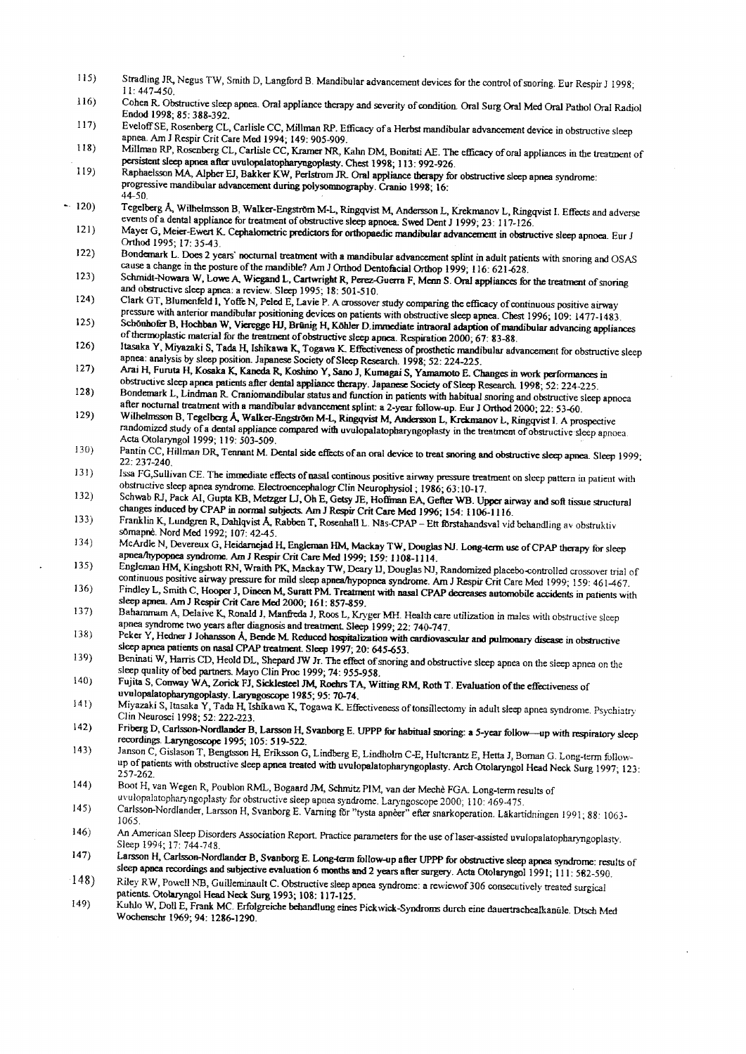115) Stradling JR, Negus TW, Smith D, Langford B. Mandibular advancement devices for the control of snoring. Eur Respir J 1998; 11: 447-450.

116) Cohen R. Obstructive sleep apnea. Oral appliance therapy and severity of condition. Oral Surg Oral Med Oral Pathol Oral Radiol Endod 1998; 85: 388-392.

117) Eveloff SE, Rosenberg CL, Carlisle CC, Millman RP. Efficacy of a Herbst mandibular advancement device in obstructive sleep apnea. Am J Respir Crit Care Med 1994; 149: 905-909.

118) Millman RP, Rosenberg CL, Carlisle CC, Kramer NR, Kahn DM, Bonitati AE. The efficacy of oral appliances in the treatment of persistent sleep apnea after uvulopalatopharyngoplasty. Chest 1998; 113: 992-926.

119) Raphaelsson MA, Alpher EJ, Bakker KW, Perlstrom JR. Oral appliance therapy for obstructive sleep apnea syndrome: progressive mandibular advancement during polysomnography. Cranio 1998; 16: 44-50.

120) Tegelberg Å, Wilhelmsson B, Walker-Engström M-L, Ringqvist M, Andersson L, Krekmanov L, Ringqvist I. Effects and adverse events of a dental appliance for treatment of obstructive sleep apnoea. Swed Dent J 1999; 23: 117-126.

121) Mayer G, Meier-Ewert K. Cephalometric predictors for orthopaedic mandibular advancement in obstructive sleep apnoea. Eur J Orthod 1995; 17: 35-43.

122) Bondemark L. Does 2 years' nocturnal treatment with a mandibular advancement splint in adult patients with snoring and OSAS cause a change in the posture of the mandible? Am J Orthod Dentofacial Orthop 1999; 116: 621-628.

123) Schmidt-Nowara W, Lowe A, Wiegand L, Cartwright R, Perez-Guerra F, Menn S. Oral appliances for the treatment of snoring and obstructive sleep apnea: a review. Sleep 1995; 18: 501-510.

124) Clark GT, Blumenfeld I, Yoffe N, Peled E, Lavie P. A crossover study comparing the efficacy of continuous positive airway pressure with anterior mandibular positioning devices on patients with obstructive sleep apnea. Chest 1996; 109: 1477-1483.

125) Schönhofer B, Hochban W, Vieregge HJ, Brünig H, Köhler D. immediate intraoral adaption of mandibular advancing appliances of thermoplastic material for the treatment of obstructive sleep apnea. Respiration 2000; 67: 83-88.

126) Itasaka Y, Miyazaki S, Tada H, Ishikawa K, Togawa K. Effectiveness of prosthetic mandibular advancement for obstructive sleep apnea: analysis by sleep position. Japanese Society of Sleep Research. 1998; 52: 224-225.

127) Arai H, Furuta H, Kosaka K, Kaneda R, Koshino Y, Sano J, Kumagai S, Yamamoto E. Changes in work performances in obstructive sleep apnea patients after dental appliance therapy. Japanese Society of Sleep Research. 1998; 52: 224-225.

128) Bondemark L, Lindman R. Craniomandibular status and function in patients with habitual snoring and obstructive sleep apnoea after nocturnal treatment with a mandibular advancement splint: a 2-year follow-up. Eur J Orthod 2000; 22: 53-60.

129) Wilhelmsson B, Tegelberg Å, Walker-Engström M-L, Ringqvist M, Andersson L, Krekmanov L, Ringqvist I. A prospective randomized study of a dental appliance compared with uvulopalatopharyngoplasty in the treatment of obstructive sleep apnoea. Acta Otolaryngol 1999; 119: 503-509.

130) Pantin CC, Hillman DR, Tennant M. Dental side effects of an oral device to treat snoring and obstructive sleep apnea. Sleep 1999; 22: 237-240.

131) Issa FG, Sullivan CE. The immediate effects of nasal continous positive airway pressure treatment on sleep pattern in patient with obstructive sleep apnea syndrome. Electroencephalogr Clin Neurophysiol ; 1986; 63:10-17.

132) Schwab RJ, Pack AI, Gupta KB, Metzger LJ, Oh E, Getsy JE, Hoffman EA, Gefter WB. Upper airway and soft tissue structural changes induced by CPAP in normal subjects. Am J Respir Crit Care Med 1996; 154: 1106-1116.

133) Franklin K, Lundgren R, Dahlqvist Å, Rabben T, Rosenhall L. Näs-CPAP – Ett förstahandsval vid behandling av obstruktiv sömapnė. Nord Med 1992; 107: 42-45.

134) McArdle N, Devereux G, Heidarnejad H, Engleman HM, Mackay TW, Douglas NJ. Long-term use of CPAP therapy for sleep apnea/hypopnea syndrome. Am J Respir Crit Care Med 1999; 159: 1108-1114.

135) Engleman HM, Kingshott RN, Wraith PK, Mackay TW, Deary IJ, Douglas NJ, Randomized placebo-controlled crossover trial of continuous positive airway pressure for mild sleep apnea/hypopnea syndrome. Am J Respir Crit Care Med 1999; 159: 461-467.

136) Findley L, Smith C, Hooper J, Dineen M, Suratt PM. Treatment with nasal CPAP decreases automobile accidents in patients with sleep apnea. Am J Respir Crit Care Med 2000; 161: 857-859.

137) Bahammam A, Delaive K, Ronald J, Manfreda J, Roos L, Kryger MH. Health care utilization in males with obstructive sleep apnea syndrome two years after diagnosis and treatment. Sleep 1999; 22: 740-747.

138) Peker Y, Hedner J Johansson Å, Bende M. Reduced hospitalization with cardiovascular and pulmonary disease in obstructive sleep apnea patients on nasal CPAP treatment. Sleep 1997; 20: 645-653.

139) Beninati W, Harris CD, Heold DL, Shepard JW Jr. The effect of snoring and obstructive sleep apnea on the sleep apnea on the sleep quality of bed partners. Mayo Clin Proc 1999; 74: 955-958.

140) Fujita S, Conway WA, Zorick FJ, Sicklesteel JM, Roehrs TA, Witting RM, Roth T. Evaluation of the effectiveness of uvulopalatopharyngoplasty. Laryngoscope 1985; 95: 70-74.

141) Miyazaki S, Itasaka Y, Tada H, Ishikawa K, Togawa K. Effectiveness of tonsillectomy in adult sleep apnea syndrome. Psychiatry Clin Neurosci 1998; 52: 222-223.

142) Friberg D, Carlsson-Nordlander B, Larsson H, Svanborg E. UPPP for habitual snoring: a 5-year follow—up with respiratory sleep recordings. Laryngoscope 1995; 105: 519-522.

143) Janson C, Gislason T, Bengtsson H, Eriksson G, Lindberg E, Lindholm C-E, Hultcrantz E, Hetta J, Boman G. Long-term follow-up of patients with obstructive sleep apnea treated with uvulopalatopharyngoplasty. Arch Otolaryngol Head Neck Surg 1997; 123: 257-262.

144) Boot H, van Wegen R, Poublon RML, Bogaard JM, Schmitz PIM, van der Meché FGA. Long-term results of uvulopalatopharyngoplasty for obstructive sleep apnea syndrome. Laryngoscope 2000; 110: 469-475.

145) Carlsson-Nordlander, Larsson H, Svanborg E. Varning för "tysta apnéer" efter snarkoperation. Läkartidningen 1991; 88: 1063-1065.

146) An American Sleep Disorders Association Report. Practice parameters for the use of laser-assisted uvulopalatopharyngoplasty. Sleep 1994; 17: 744-748.

147) Larsson H, Carlsson-Nordlander B, Svanborg E. Long-term follow-up after UPPP for obstructive sleep apnea syndrome: results of sleep apnea recordings and subjective evaluation 6 months and 2 years after surgery. Acta Otolaryngol 1991; 111: 582-590.

148) Riley RW, Powell NB, Guilleminault C. Obstructive sleep apnea syndrome: a rewiewof 306 consecutively treated surgical patients. Otolaryngol Head Neck Surg 1993; 108: 117-125.

149) Kuhlo W, Doll E, Frank MC. Erfolgreiche behandlung eines Pickwick-Syndroms durch eine dauertrachealkanüle. Dtsch Med Wochenschr 1969; 94: 1286-1290.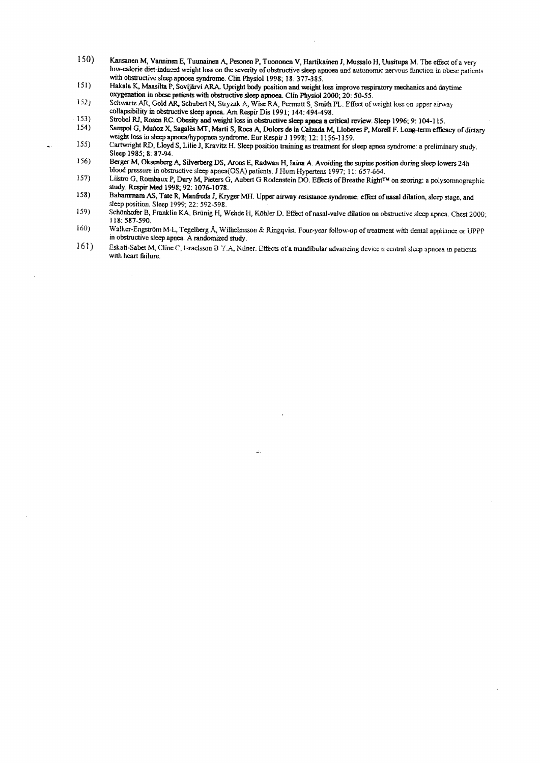150) Kansanen M, Vanninen E, Tuunainen A, Pesonen P, Tuononen V, Hartikainen J, Mussalo H, Uusitupa M. The effect of a very low-calorie diet-induced weight loss on the severity of obstructive sleep apnoea and autonomic nervous function in obese patients with obstructive sleep apnoea syndrome. Clin Physiol 1998; 18: 377-385.

151) Hakala K, Maasilta P, Sovijärvi ARA. Upright body position and weight loss improve respiratory mechanics and daytime oxygenation in obese patients with obstructive sleep apnoea. Clin Physiol 2000; 20: 50-55.

152) Schwartz AR, Gold AR, Schubert N, Stryzak A, Wise RA, Permutt S, Smith PL. Effect of weight loss on upper airway collapsibility in obstructive sleep apnea. Am Respir Dis 1991; 144: 494-498.

153) Strobel RJ, Rosen RC. Obesity and weight loss in obstructive sleep apnea a critical review. Sleep 1996; 9: 104-115.

154) Sampol G, Muñoz X, Sagalés MT, Marti S, Roca A, Dolors de la Calzada M, Lloberes P, Morell F. Long-term efficacy of dietary weight loss in sleep apnoea/hypopnea syndrome. Eur Respir J 1998; 12: 1156-1159.

155) Cartwright RD, Lloyd S, Lilie J, Kravitz H. Sleep position training as treatment for sleep apnea syndrome: a preliminary study. Sleep 1985; 8: 87-94.

156) Berger M, Oksenberg A, Silverberg DS, Arons E, Radwan H, Iaina A. Avoiding the supine position during sleep lowers 24h blood pressure in obstructive sleep apnea(OSA) patients. J Hum Hypertens 1997; 11: 657-664.

157) Liistro G, Rombaux P, Dury M, Pieters G, Aubert G Rodenstein DO. Effects of Breathe Right™ on snoring: a polysomnographic study. Respir Med 1998; 92: 1076-1078.

158) Bahammam AS, Tate R, Manfreda J, Kryger MH. Upper airway resistance syndrome: effect of nasal dilation, sleep stage, and sleep position. Sleep 1999; 22: 592-598.

159) Schönhofer B, Franklin KA, Brünig H, Wehde H, Köhler D. Effect of nasal-valve dilation on obstructive sleep apnea. Chest 2000; 118: 587-590.

160) Walker-Engström M-L, Tegelberg Å, Wilhelmsson & Ringqvist. Four-year follow-up of treatment with dental appliance or UPPP in obstructive sleep apnea. A randomized study.

161) Eskafi-Sabet M, Cline C, Israelsson B Y.A, Nilner. Effects of a mandibular advancing device n central sleep apnoea in patients with heart failure.